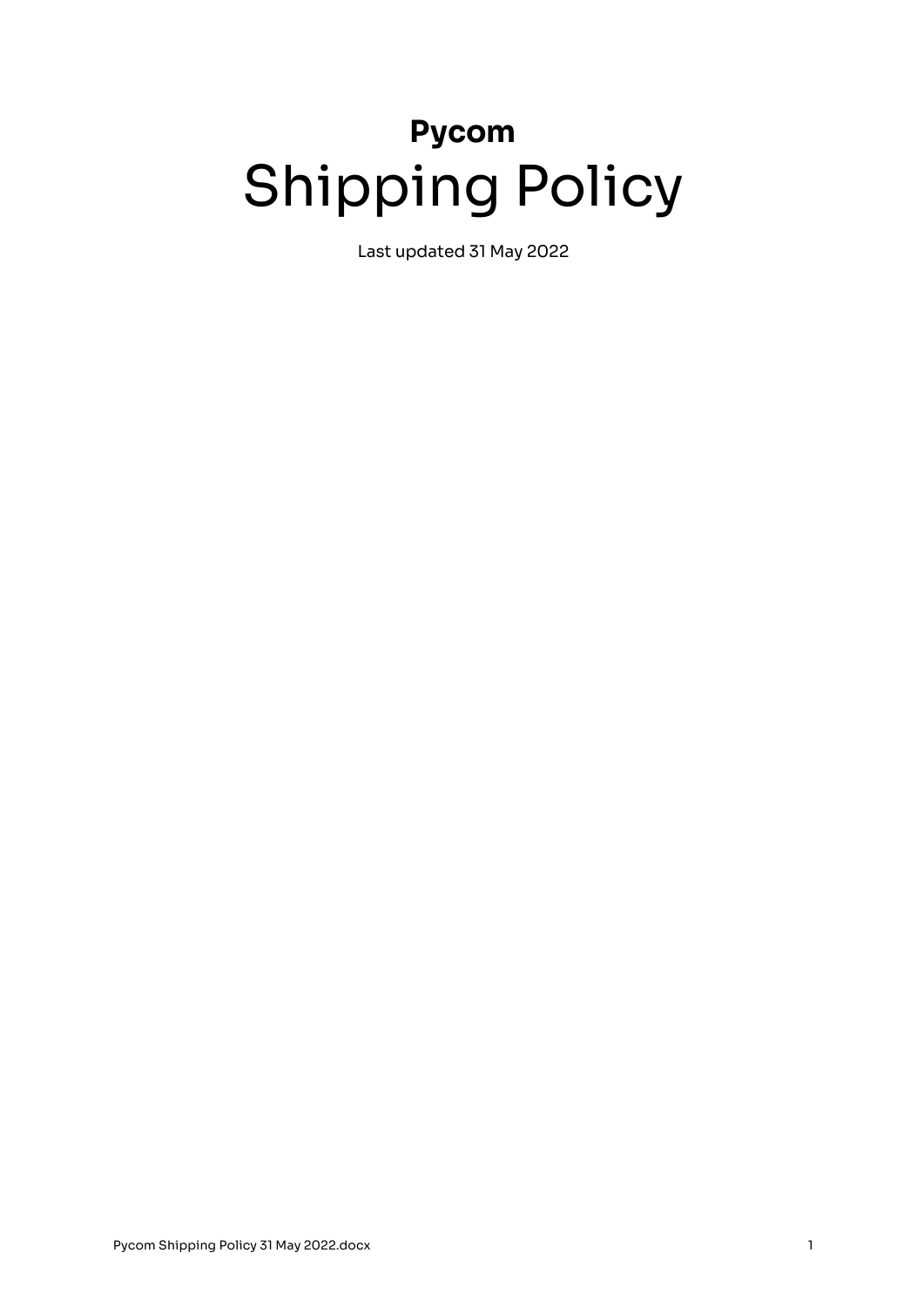**Pycom**

# Shipping Policy

Last updated 31 May 2022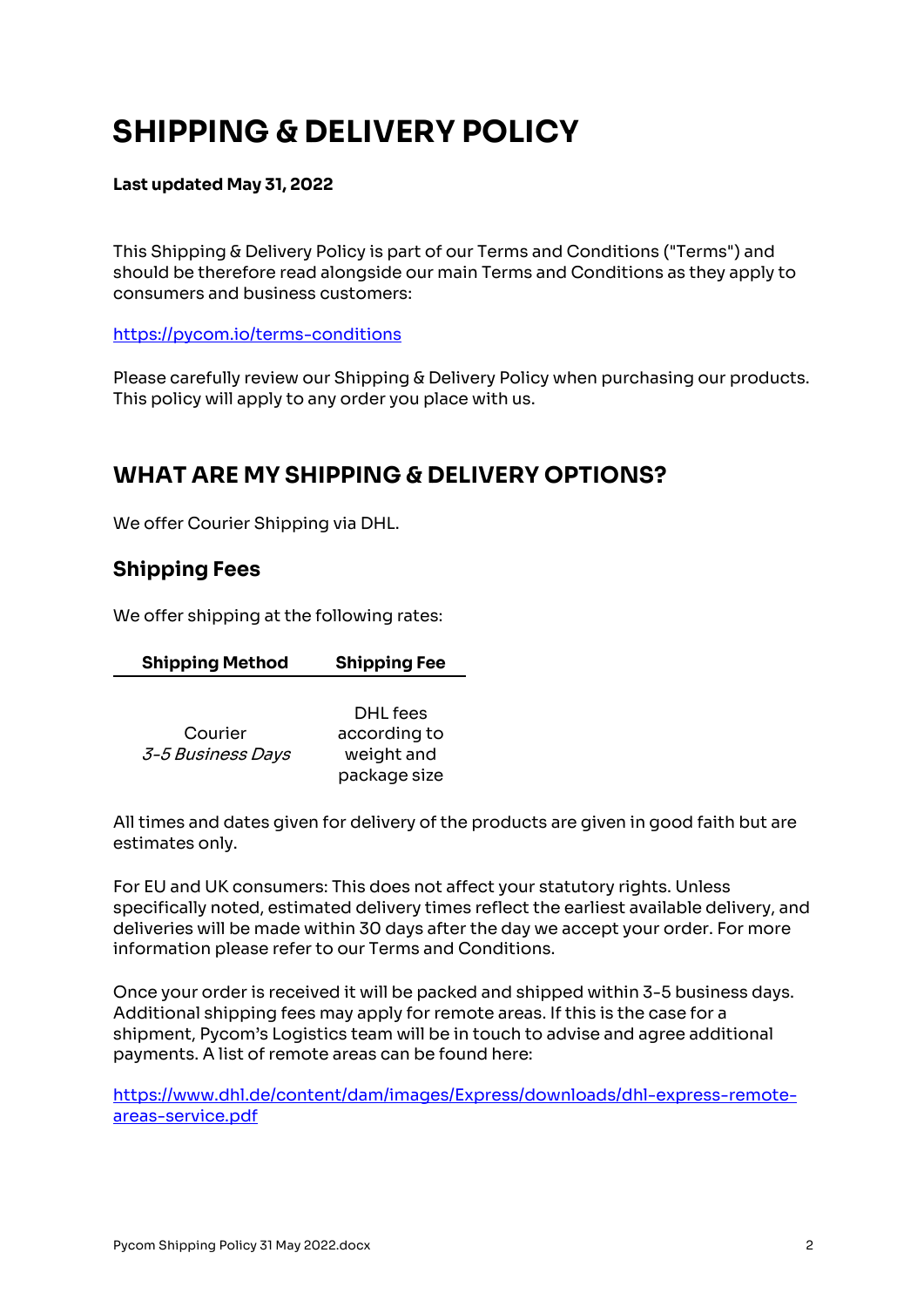# SHIPPING & DELIVERY POLICY

**Last updated May 31, 2022**

This Shipping & Delivery Policy is part of our Terms and Conditions ("Terms") and should be therefore read alongside our main Terms and Conditions as they apply to consumers and business customers:

[https://pycom.io/terms-conditions](https://pycom.io/terms-conditions)

Please carefully review our Shipping & Delivery Policy when purchasing our products. This policy will apply to any order you place with us.

## WHAT ARE MY SHIPPING & DELIVERY OPTIONS?

We offer Courier Shipping via DHL.

### Shipping Fees

We offer shipping at the following rates:

| Shipping Method | Shipping Fee |
| --- | --- |
| Courier *3-5 Business Days* | DHL fees according to weight and package size |

All times and dates given for delivery of the products are given in good faith but are estimates only.

For EU and UK consumers: This does not affect your statutory rights. Unless specifically noted, estimated delivery times reflect the earliest available delivery, and deliveries will be made within 30 days after the day we accept your order. For more information please refer to our Terms and Conditions.

Once your order is received it will be packed and shipped within 3-5 business days. Additional shipping fees may apply for remote areas. If this is the case for a shipment, Pycom's Logistics team will be in touch to advise and agree additional payments. A list of remote areas can be found here:

[https://www.dhl.de/content/dam/images/Express/downloads/dhl-express-remote-areas-service.pdf](https://www.dhl.de/content/dam/images/Express/downloads/dhl-express-remote-areas-service.pdf)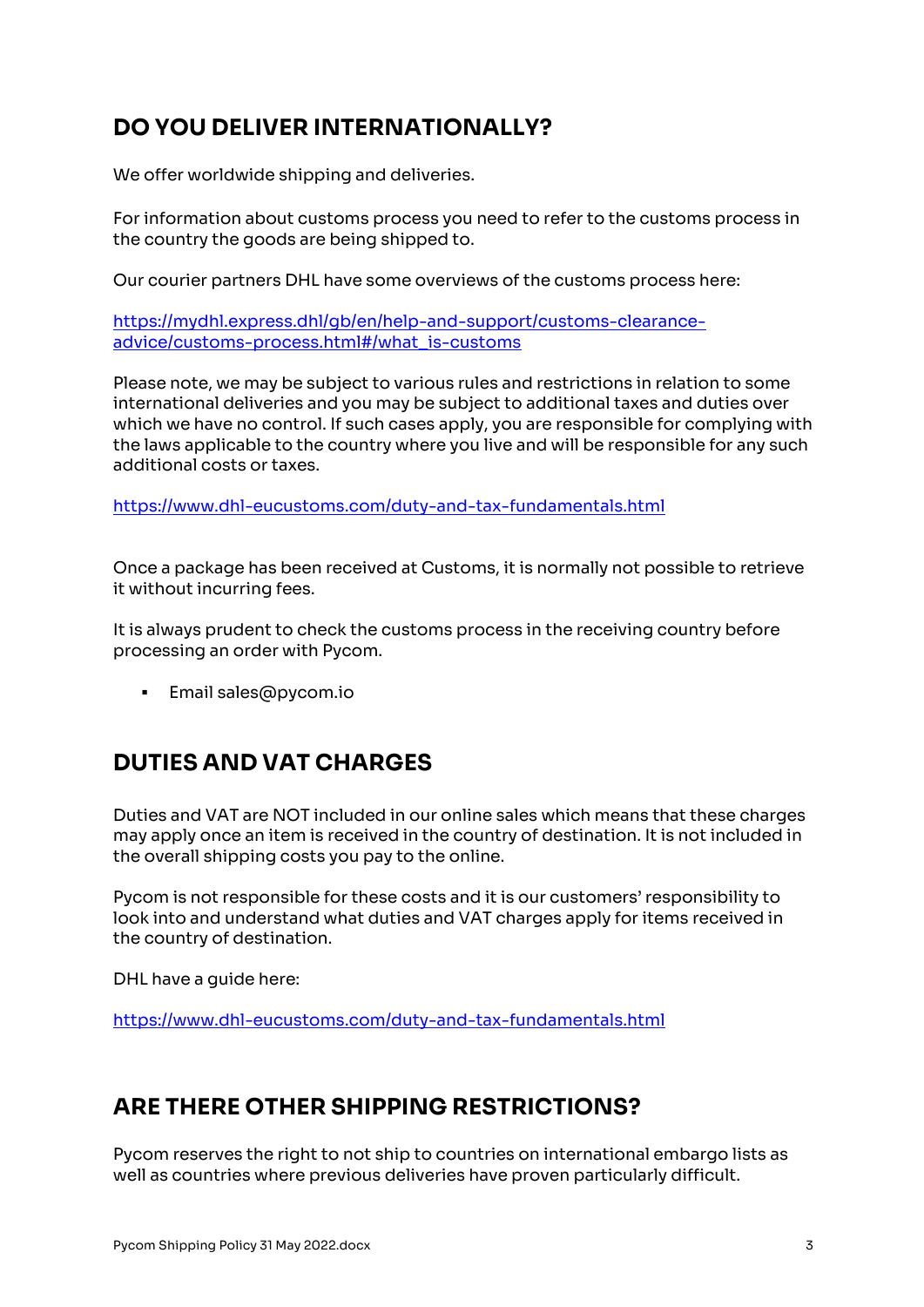## DO YOU DELIVER INTERNATIONALLY?

We offer worldwide shipping and deliveries.

For information about customs process you need to refer to the customs process in the country the goods are being shipped to.

Our courier partners DHL have some overviews of the customs process here:

https://mydhl.express.dhl/gb/en/help-and-support/customs-clearance-advice/customs-process.html#/what_is-customs

Please note, we may be subject to various rules and restrictions in relation to some international deliveries and you may be subject to additional taxes and duties over which we have no control. If such cases apply, you are responsible for complying with the laws applicable to the country where you live and will be responsible for any such additional costs or taxes.

https://www.dhl-eucustoms.com/duty-and-tax-fundamentals.html

Once a package has been received at Customs, it is normally not possible to retrieve it without incurring fees.

It is always prudent to check the customs process in the receiving country before processing an order with Pycom.

- Email sales@pycom.io

## DUTIES AND VAT CHARGES

Duties and VAT are NOT included in our online sales which means that these charges may apply once an item is received in the country of destination. It is not included in the overall shipping costs you pay to the online.

Pycom is not responsible for these costs and it is our customers' responsibility to look into and understand what duties and VAT charges apply for items received in the country of destination.

DHL have a guide here:

https://www.dhl-eucustoms.com/duty-and-tax-fundamentals.html

## ARE THERE OTHER SHIPPING RESTRICTIONS?

Pycom reserves the right to not ship to countries on international embargo lists as well as countries where previous deliveries have proven particularly difficult.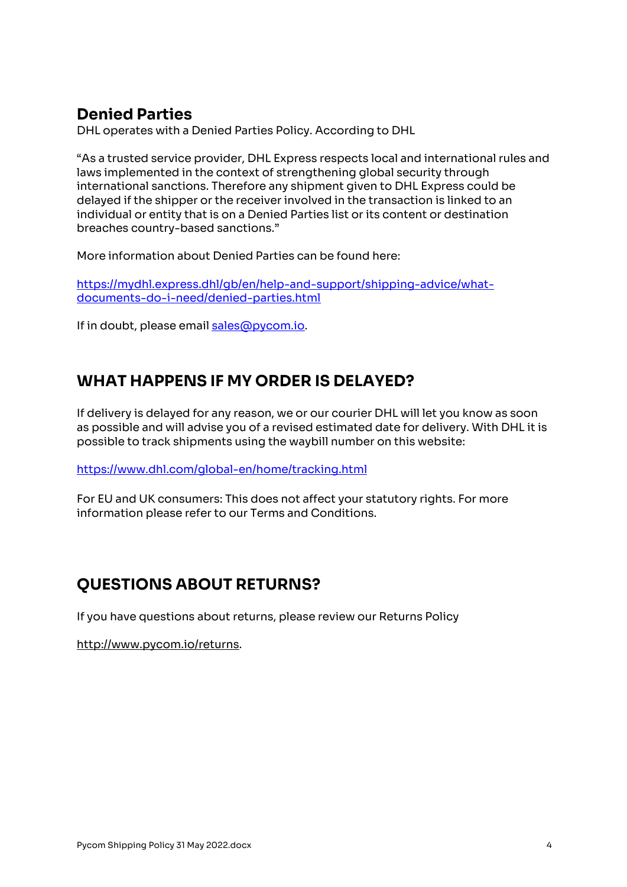### Denied Parties

DHL operates with a Denied Parties Policy. According to DHL

"As a trusted service provider, DHL Express respects local and international rules and laws implemented in the context of strengthening global security through international sanctions. Therefore any shipment given to DHL Express could be delayed if the shipper or the receiver involved in the transaction is linked to an individual or entity that is on a Denied Parties list or its content or destination breaches country-based sanctions."

More information about Denied Parties can be found here:

https://mydhl.express.dhl/gb/en/help-and-support/shipping-advice/what-documents-do-i-need/denied-parties.html

If in doubt, please email sales@pycom.io.

## WHAT HAPPENS IF MY ORDER IS DELAYED?

If delivery is delayed for any reason, we or our courier DHL will let you know as soon as possible and will advise you of a revised estimated date for delivery. With DHL it is possible to track shipments using the waybill number on this website:

https://www.dhl.com/global-en/home/tracking.html

For EU and UK consumers: This does not affect your statutory rights. For more information please refer to our Terms and Conditions.

## QUESTIONS ABOUT RETURNS?

If you have questions about returns, please review our Returns Policy

http://www.pycom.io/returns.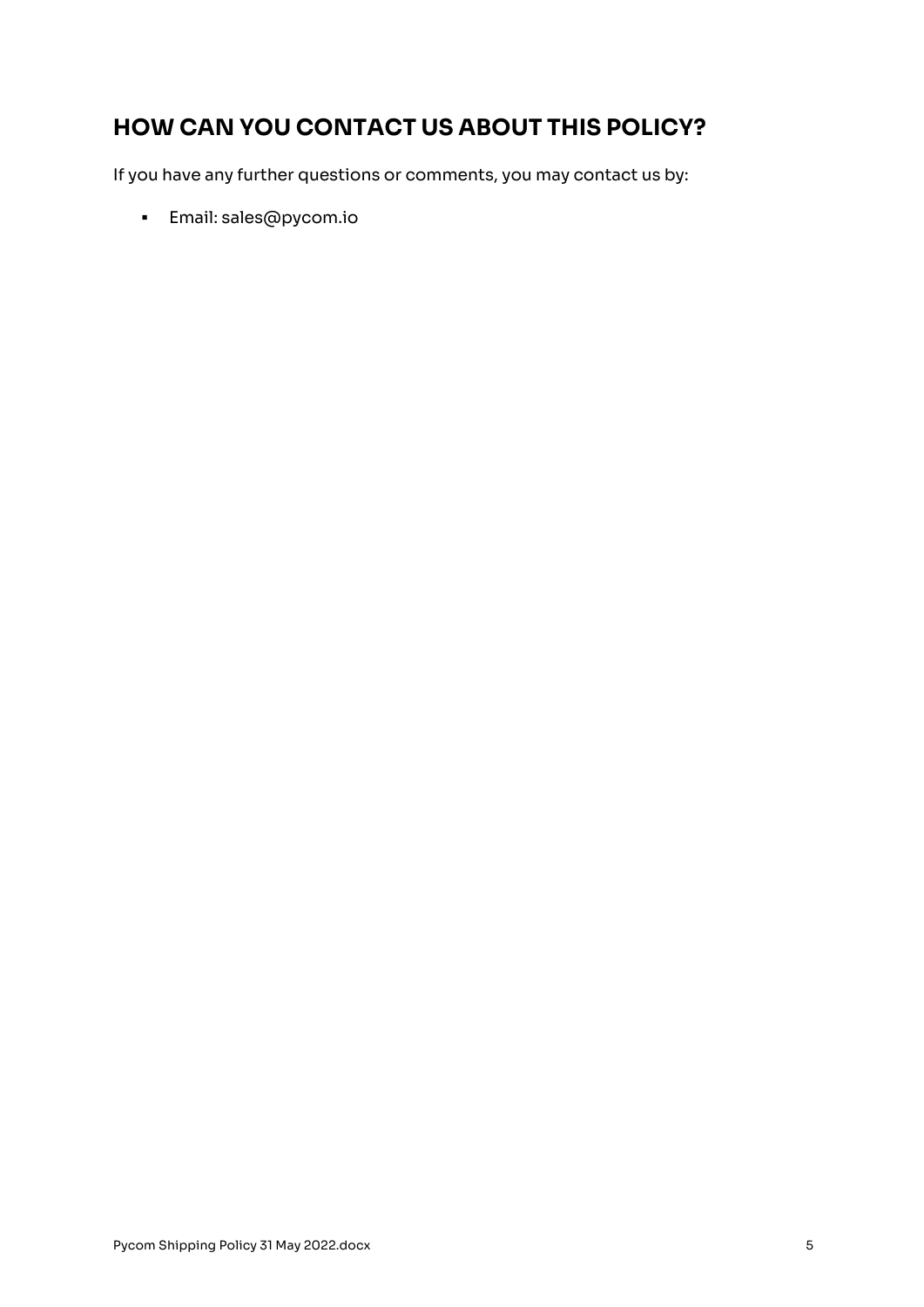## HOW CAN YOU CONTACT US ABOUT THIS POLICY?

If you have any further questions or comments, you may contact us by:

- Email: sales@pycom.io